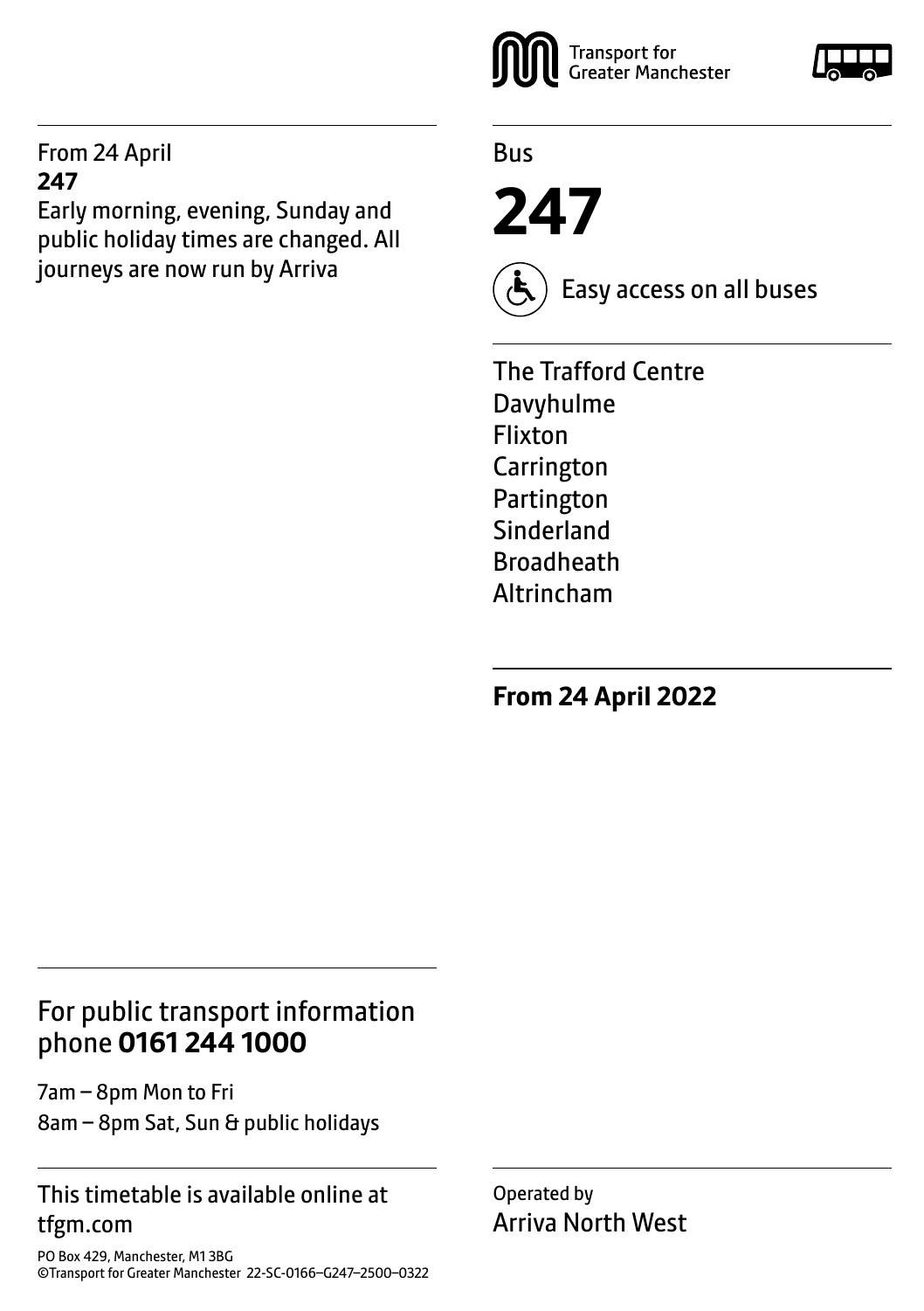From 24 April
**247**
Early morning, evening, Sunday and public holiday times are changed. All journeys are now run by Arriva

Transport for Greater Manchester

Bus

# 247

Easy access on all buses

The Trafford Centre
Davyhulme
Flixton
Carrington
Partington
Sinderland
Broadheath
Altrincham

**From 24 April 2022**

## For public transport information phone **0161 244 1000**

7am – 8pm Mon to Fri
8am – 8pm Sat, Sun & public holidays

This timetable is available online at tfgm.com

PO Box 429, Manchester, M1 3BG
©Transport for Greater Manchester 22-SC-0166–G247–2500–0322

Operated by
Arriva North West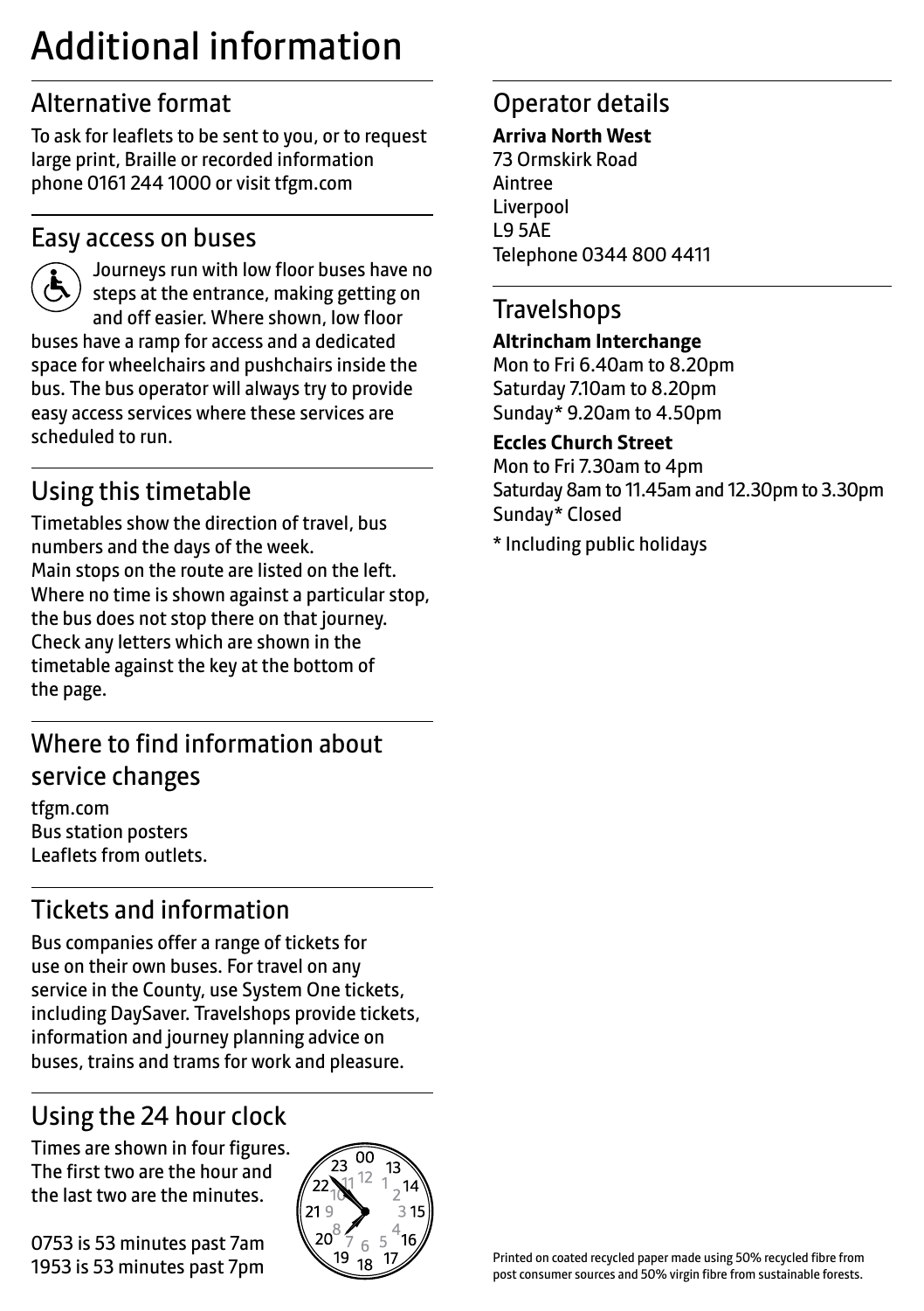# Additional information

## Alternative format

To ask for leaflets to be sent to you, or to request large print, Braille or recorded information phone 0161 244 1000 or visit tfgm.com

## Easy access on buses

Journeys run with low floor buses have no steps at the entrance, making getting on and off easier. Where shown, low floor buses have a ramp for access and a dedicated space for wheelchairs and pushchairs inside the bus. The bus operator will always try to provide easy access services where these services are scheduled to run.

## Using this timetable

Timetables show the direction of travel, bus numbers and the days of the week.
Main stops on the route are listed on the left. Where no time is shown against a particular stop, the bus does not stop there on that journey. Check any letters which are shown in the timetable against the key at the bottom of the page.

## Where to find information about service changes

tfgm.com
Bus station posters
Leaflets from outlets.

## Tickets and information

Bus companies offer a range of tickets for use on their own buses. For travel on any service in the County, use System One tickets, including DaySaver. Travelshops provide tickets, information and journey planning advice on buses, trains and trams for work and pleasure.

## Using the 24 hour clock

Times are shown in four figures. The first two are the hour and the last two are the minutes.

0753 is 53 minutes past 7am
1953 is 53 minutes past 7pm

## Operator details

**Arriva North West**
73 Ormskirk Road
Aintree
Liverpool
L9 5AE
Telephone 0344 800 4411

## Travelshops

**Altrincham Interchange**
Mon to Fri 6.40am to 8.20pm
Saturday 7.10am to 8.20pm
Sunday* 9.20am to 4.50pm

**Eccles Church Street**
Mon to Fri 7.30am to 4pm
Saturday 8am to 11.45am and 12.30pm to 3.30pm
Sunday* Closed

* Including public holidays

Printed on coated recycled paper made using 50% recycled fibre from post consumer sources and 50% virgin fibre from sustainable forests.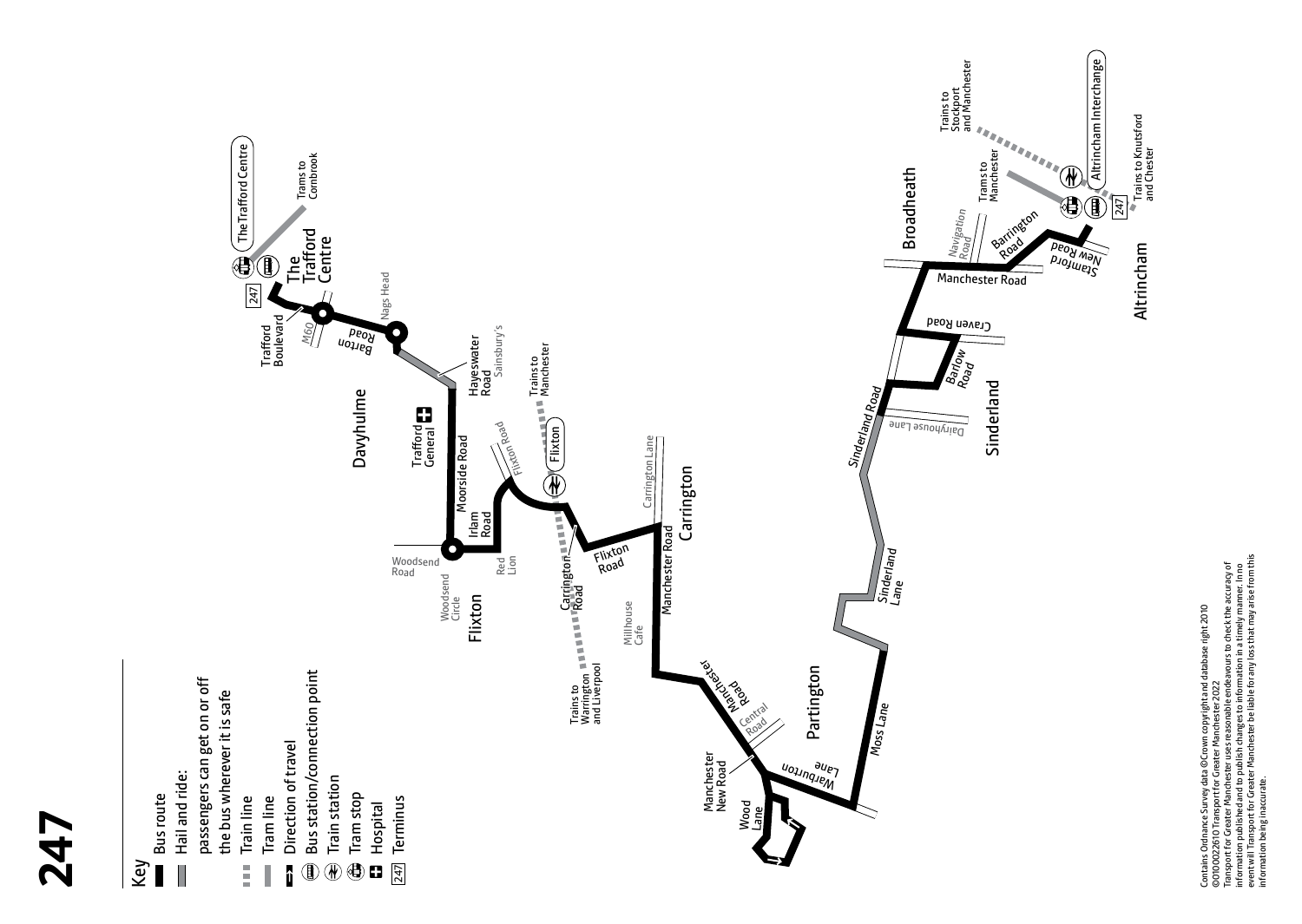# 247

**Key**

- Bus route
- Hail and ride: passengers can get on or off the bus wherever it is safe
- Train line
- Tram line
- Direction of travel
- Bus station/connection point
- Train station
- Tram stop
- Hospital
- 247 Terminus

The Trafford Centre
Trams to Cornbrook
The Trafford Centre
Trafford Boulevard
M60
Barton Road
Nags Head
Davyhulme
Hayeswater Road
Sainsbury's
Trafford General
Trains to Manchester
Moorside Road
Flixton Road
Flixton
Woodsend Road
Woodsend Circle
Irlam Road
Red Lion
Flixton
Carrington Lane
Carrington
Carrington Road
Flixton Road
Manchester Road
Trains to Warrington and Liverpool
Millhouse Cafe
Manchester Road
Central Road
Manchester New Road
Wood Lane
Warburton Lane
Partington
Moss Lane
Sinderland Lane
Sinderland Road
Dairyhouse Lane
Sinderland
Barlow Road
Craven Road
Manchester Road
Broadheath
Navigation Road
Barrington Road
Stamford New Road
Altrincham
Trams to Manchester
Trains to Stockport and Manchester
Altrincham Interchange
Trains to Knutsford and Chester

Contains Ordnance Survey data ©Crown copyright and database right 2010
©0100022610 Transport for Greater Manchester 2022
Transport for Greater Manchester uses reasonable endeavours to check the accuracy of information published and to publish changes to information in a timely manner. In no event will Transport for Greater Manchester be liable for any loss that may arise from this information being inaccurate.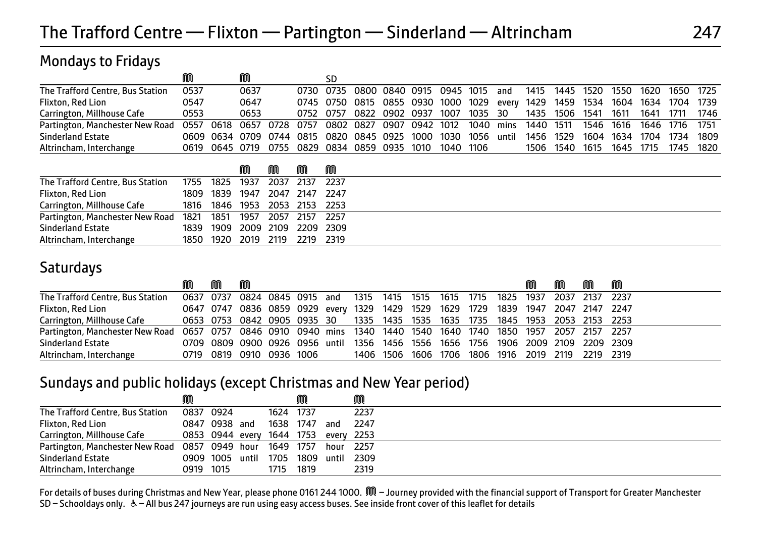# The Trafford Centre — Flixton — Partington — Sinderland — Altrincham 247

## Mondays to Fridays

| | M | | M | | | SD | | | | | | | | | | | | | |
|---|---|---|---|---|---|---|---|---|---|---|---|---|---|---|---|---|---|---|---|
| The Trafford Centre, Bus Station | 0537 | | 0637 | | 0730 | 0735 | 0800 | 0840 | 0915 | 0945 | 1015 | and | 1415 | 1445 | 1520 | 1550 | 1620 | 1650 | 1725 |
| Flixton, Red Lion | 0547 | | 0647 | | 0745 | 0750 | 0815 | 0855 | 0930 | 1000 | 1029 | every | 1429 | 1459 | 1534 | 1604 | 1634 | 1704 | 1739 |
| Carrington, Millhouse Cafe | 0553 | | 0653 | | 0752 | 0757 | 0822 | 0902 | 0937 | 1007 | 1035 | 30 | 1435 | 1506 | 1541 | 1611 | 1641 | 1711 | 1746 |
| Partington, Manchester New Road | 0557 | 0618 | 0657 | 0728 | 0757 | 0802 | 0827 | 0907 | 0942 | 1012 | 1040 | mins | 1440 | 1511 | 1546 | 1616 | 1646 | 1716 | 1751 |
| Sinderland Estate | 0609 | 0634 | 0709 | 0744 | 0815 | 0820 | 0845 | 0925 | 1000 | 1030 | 1056 | until | 1456 | 1529 | 1604 | 1634 | 1704 | 1734 | 1809 |
| Altrincham, Interchange | 0619 | 0645 | 0719 | 0755 | 0829 | 0834 | 0859 | 0935 | 1010 | 1040 | 1106 | | 1506 | 1540 | 1615 | 1645 | 1715 | 1745 | 1820 |

| | | | M | M | M | M |
|---|---|---|---|---|---|---|
| The Trafford Centre, Bus Station | 1755 | 1825 | 1937 | 2037 | 2137 | 2237 |
| Flixton, Red Lion | 1809 | 1839 | 1947 | 2047 | 2147 | 2247 |
| Carrington, Millhouse Cafe | 1816 | 1846 | 1953 | 2053 | 2153 | 2253 |
| Partington, Manchester New Road | 1821 | 1851 | 1957 | 2057 | 2157 | 2257 |
| Sinderland Estate | 1839 | 1909 | 2009 | 2109 | 2209 | 2309 |
| Altrincham, Interchange | 1850 | 1920 | 2019 | 2119 | 2219 | 2319 |

## Saturdays

| | M | M | M | | | | | | | | | | M | M | M | M |
|---|---|---|---|---|---|---|---|---|---|---|---|---|---|---|---|---|
| The Trafford Centre, Bus Station | 0637 | 0737 | 0824 | 0845 | 0915 | and | 1315 | 1415 | 1515 | 1615 | 1715 | 1825 | 1937 | 2037 | 2137 | 2237 |
| Flixton, Red Lion | 0647 | 0747 | 0836 | 0859 | 0929 | every | 1329 | 1429 | 1529 | 1629 | 1729 | 1839 | 1947 | 2047 | 2147 | 2247 |
| Carrington, Millhouse Cafe | 0653 | 0753 | 0842 | 0905 | 0935 | 30 | 1335 | 1435 | 1535 | 1635 | 1735 | 1845 | 1953 | 2053 | 2153 | 2253 |
| Partington, Manchester New Road | 0657 | 0757 | 0846 | 0910 | 0940 | mins | 1340 | 1440 | 1540 | 1640 | 1740 | 1850 | 1957 | 2057 | 2157 | 2257 |
| Sinderland Estate | 0709 | 0809 | 0900 | 0926 | 0956 | until | 1356 | 1456 | 1556 | 1656 | 1756 | 1906 | 2009 | 2109 | 2209 | 2309 |
| Altrincham, Interchange | 0719 | 0819 | 0910 | 0936 | 1006 | | 1406 | 1506 | 1606 | 1706 | 1806 | 1916 | 2019 | 2119 | 2219 | 2319 |

## Sundays and public holidays (except Christmas and New Year period)

| | M | | | | M | | M |
|---|---|---|---|---|---|---|---|
| The Trafford Centre, Bus Station | 0837 | 0924 | | 1624 | 1737 | | 2237 |
| Flixton, Red Lion | 0847 | 0938 | and | 1638 | 1747 | and | 2247 |
| Carrington, Millhouse Cafe | 0853 | 0944 | every | 1644 | 1753 | every | 2253 |
| Partington, Manchester New Road | 0857 | 0949 | hour | 1649 | 1757 | hour | 2257 |
| Sinderland Estate | 0909 | 1005 | until | 1705 | 1809 | until | 2309 |
| Altrincham, Interchange | 0919 | 1015 | | 1715 | 1819 | | 2319 |

For details of buses during Christmas and New Year, please phone 0161 244 1000. M – Journey provided with the financial support of Transport for Greater Manchester
SD – Schooldays only. ♿ – All bus 247 journeys are run using easy access buses. See inside front cover of this leaflet for details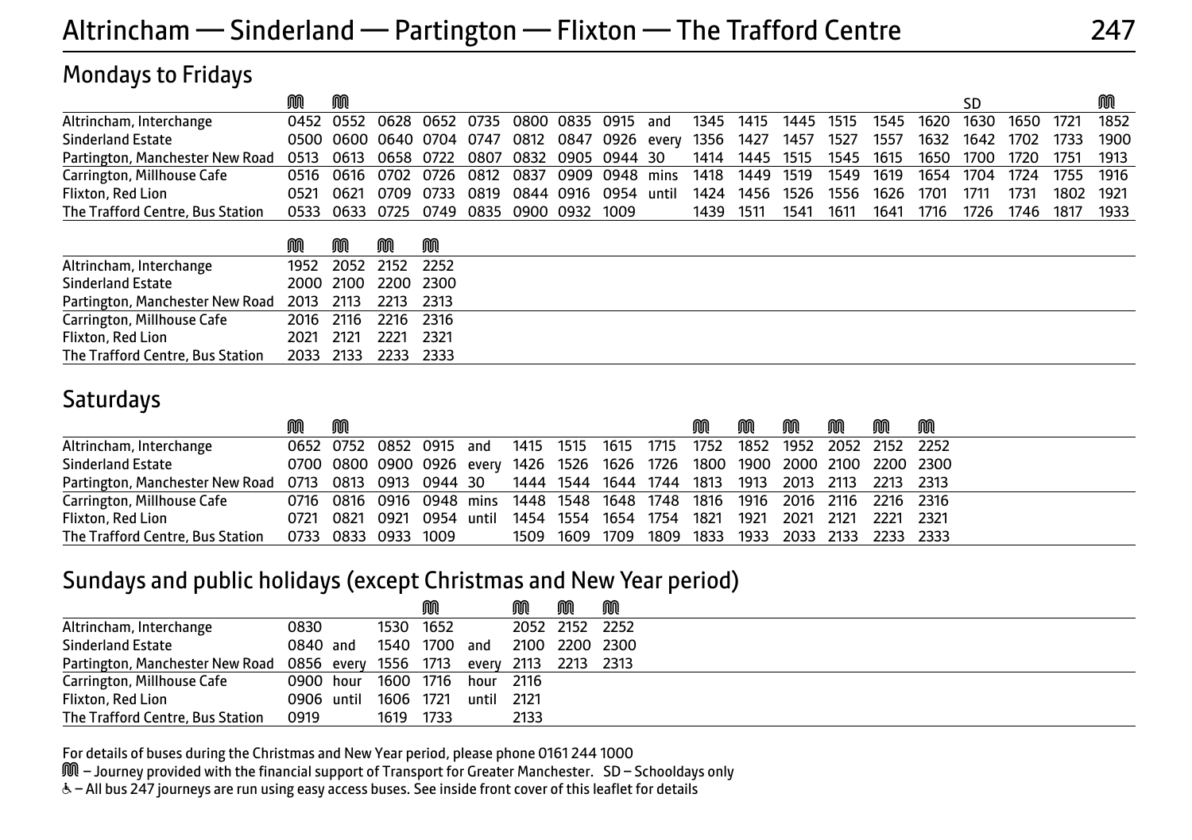# Altrincham — Sinderland — Partington — Flixton — The Trafford Centre 247

## Mondays to Fridays

| | M | M | | | | | | | | | | | | | | SD | | | M | M | M | M | M |
|---|---|---|---|---|---|---|---|---|---|---|---|---|---|---|---|---|---|---|---|---|---|---|---|
| Altrincham, Interchange | 0452 | 0552 | 0628 | 0652 | 0735 | 0800 | 0835 | 0915 | and | 1345 | 1415 | 1445 | 1515 | 1545 | 1620 | 1630 | 1650 | 1721 | 1852 | 1952 | 2052 | 2152 | 2252 |
| Sinderland Estate | 0500 | 0600 | 0640 | 0704 | 0747 | 0812 | 0847 | 0926 | every | 1356 | 1427 | 1457 | 1527 | 1557 | 1632 | 1642 | 1702 | 1733 | 1900 | 2000 | 2100 | 2200 | 2300 |
| Partington, Manchester New Road | 0513 | 0613 | 0658 | 0722 | 0807 | 0832 | 0905 | 0944 | 30 | 1414 | 1445 | 1515 | 1545 | 1615 | 1650 | 1700 | 1720 | 1751 | 1913 | 2013 | 2113 | 2213 | 2313 |
| Carrington, Millhouse Cafe | 0516 | 0616 | 0702 | 0726 | 0812 | 0837 | 0909 | 0948 | mins | 1418 | 1449 | 1519 | 1549 | 1619 | 1654 | 1704 | 1724 | 1755 | 1916 | 2016 | 2116 | 2216 | 2316 |
| Flixton, Red Lion | 0521 | 0621 | 0709 | 0733 | 0819 | 0844 | 0916 | 0954 | until | 1424 | 1456 | 1526 | 1556 | 1626 | 1701 | 1711 | 1731 | 1802 | 1921 | 2021 | 2121 | 2221 | 2321 |
| The Trafford Centre, Bus Station | 0533 | 0633 | 0725 | 0749 | 0835 | 0900 | 0932 | 1009 | | 1439 | 1511 | 1541 | 1611 | 1641 | 1716 | 1726 | 1746 | 1817 | 1933 | 2033 | 2133 | 2233 | 2333 |

## Saturdays

| | M | M | | | | | | | | M | M | M | M | M | M |
|---|---|---|---|---|---|---|---|---|---|---|---|---|---|---|---|
| Altrincham, Interchange | 0652 | 0752 | 0852 | 0915 | and | 1415 | 1515 | 1615 | 1715 | 1752 | 1852 | 1952 | 2052 | 2152 | 2252 |
| Sinderland Estate | 0700 | 0800 | 0900 | 0926 | every | 1426 | 1526 | 1626 | 1726 | 1800 | 1900 | 2000 | 2100 | 2200 | 2300 |
| Partington, Manchester New Road | 0713 | 0813 | 0913 | 0944 | 30 | 1444 | 1544 | 1644 | 1744 | 1813 | 1913 | 2013 | 2113 | 2213 | 2313 |
| Carrington, Millhouse Cafe | 0716 | 0816 | 0916 | 0948 | mins | 1448 | 1548 | 1648 | 1748 | 1816 | 1916 | 2016 | 2116 | 2216 | 2316 |
| Flixton, Red Lion | 0721 | 0821 | 0921 | 0954 | until | 1454 | 1554 | 1654 | 1754 | 1821 | 1921 | 2021 | 2121 | 2221 | 2321 |
| The Trafford Centre, Bus Station | 0733 | 0833 | 0933 | 1009 | | 1509 | 1609 | 1709 | 1809 | 1833 | 1933 | 2033 | 2133 | 2233 | 2333 |

## Sundays and public holidays (except Christmas and New Year period)

| | | | | M | | M | M | M |
|---|---|---|---|---|---|---|---|---|
| Altrincham, Interchange | 0830 | | 1530 | 1652 | | 2052 | 2152 | 2252 |
| Sinderland Estate | 0840 | and | 1540 | 1700 | and | 2100 | 2200 | 2300 |
| Partington, Manchester New Road | 0856 | every | 1556 | 1713 | every | 2113 | 2213 | 2313 |
| Carrington, Millhouse Cafe | 0900 | hour | 1600 | 1716 | hour | 2116 | | |
| Flixton, Red Lion | 0906 | until | 1606 | 1721 | until | 2121 | | |
| The Trafford Centre, Bus Station | 0919 | | 1619 | 1733 | | 2133 | | |

For details of buses during the Christmas and New Year period, please phone 0161 244 1000

M – Journey provided with the financial support of Transport for Greater Manchester. SD – Schooldays only

♿ – All bus 247 journeys are run using easy access buses. See inside front cover of this leaflet for details